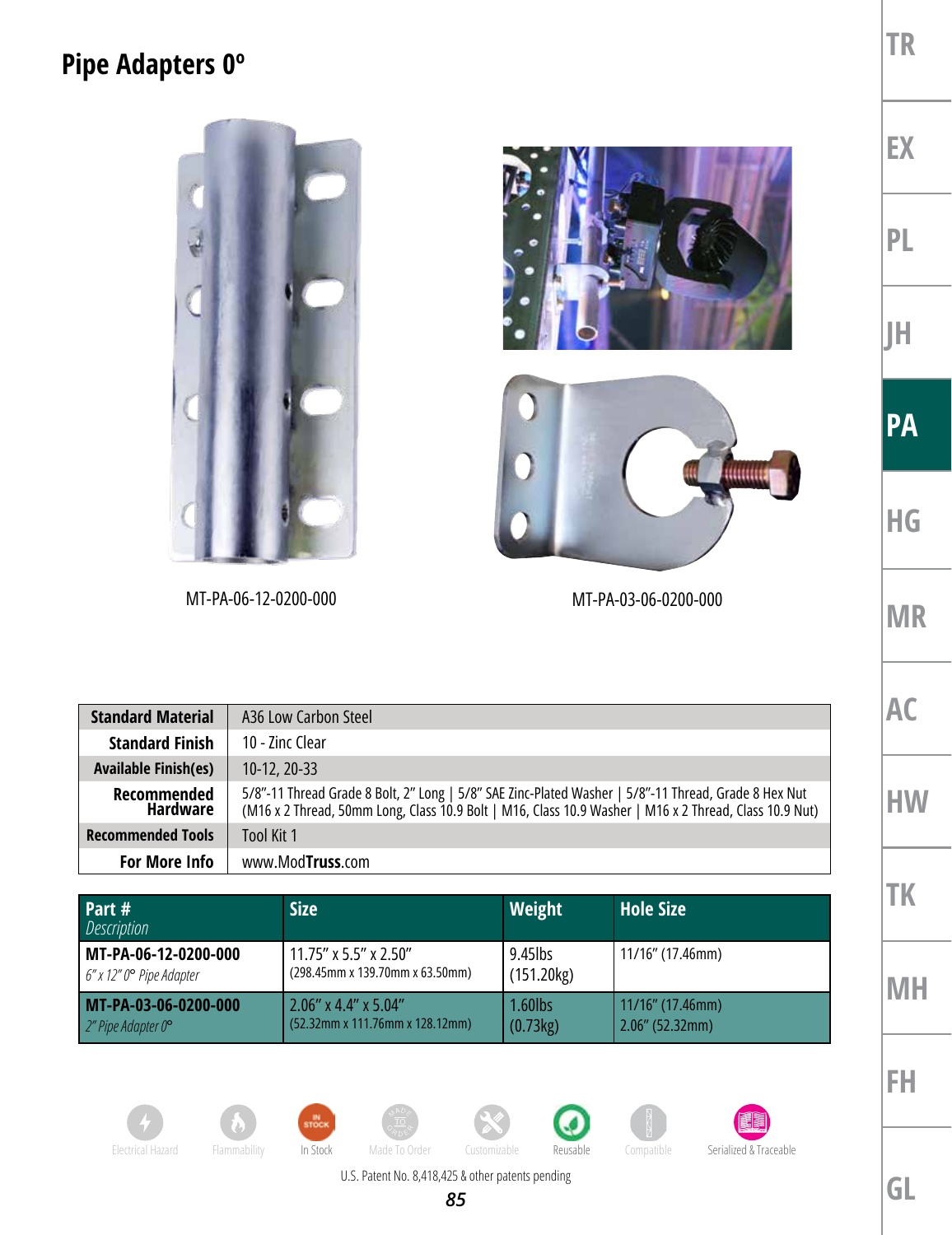# Pipe Adapters 0º

MT-PA-06-12-0200-000

MT-PA-03-06-0200-000

| Standard Material | A36 Low Carbon Steel |
|---|---|
| Standard Finish | 10 - Zinc Clear |
| Available Finish(es) | 10-12, 20-33 |
| Recommended Hardware | 5/8"-11 Thread Grade 8 Bolt, 2" Long \| 5/8" SAE Zinc-Plated Washer \| 5/8"-11 Thread, Grade 8 Hex Nut (M16 x 2 Thread, 50mm Long, Class 10.9 Bolt \| M16, Class 10.9 Washer \| M16 x 2 Thread, Class 10.9 Nut) |
| Recommended Tools | Tool Kit 1 |
| For More Info | www.ModTruss.com |

| Part # *Description* | Size | Weight | Hole Size |
|---|---|---|---|
| **MT-PA-06-12-0200-000** *6" x 12" 0º Pipe Adapter* | 11.75" x 5.5" x 2.50" (298.45mm x 139.70mm x 63.50mm) | 9.45lbs (151.20kg) | 11/16" (17.46mm) |
| **MT-PA-03-06-0200-000** *2" Pipe Adapter 0º* | 2.06" x 4.4" x 5.04" (52.32mm x 111.76mm x 128.12mm) | 1.60lbs (0.73kg) | 11/16" (17.46mm) 2.06" (52.32mm) |

Electrical Hazard | Flammability | In Stock | Made To Order | Customizable | Reusable | Compatible | Serialized & Traceable

U.S. Patent No. 8,418,425 & other patents pending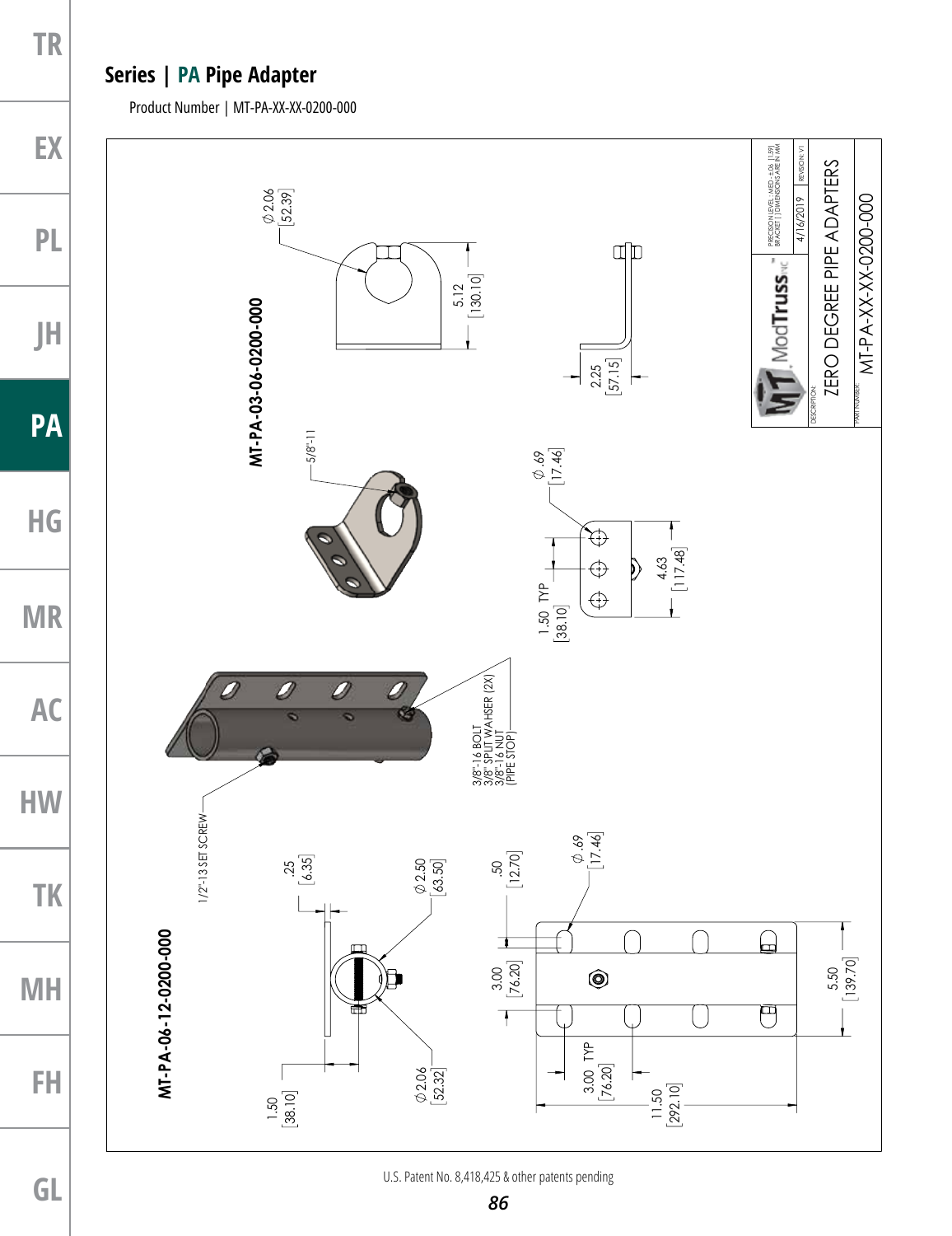## Series | PA Pipe Adapter

Product Number | MT-PA-XX-XX-0200-000

MT-PA-03-06-0200-000

Ø 2.06 [52.39]

5.12 [130.10]

2.25 [57.15]

5/8"-11

Ø .69 [17.46]

1.50 TYP [38.10]

4.63 [117.48]

MT-PA-06-12-0200-000

1/2"-13 SET SCREW

3/8"-16 BOLT
3/8" SPLIT WASHER (2X)
3/8"-16 NUT
(PIPE STOP)

.25 [6.35]

Ø 2.50 [63.50]

.50 [12.70]

Ø .69 [17.46]

1.50 [38.10]

Ø 2.06 [52.32]

3.00 [76.20]

3.00 TYP [76.20]

11.50 [292.10]

5.50 [139.70]

PRECISION LEVEL - MED - ±.06 [1.59] BRACKET [ ] DIMENSIONS ARE IN MM

4/16/2019

REVISION: V1

ModTruss INC

DESCRIPTION: ZERO DEGREE PIPE ADAPTERS

PART NUMBER: MT-PA-XX-XX-0200-000

U.S. Patent No. 8,418,425 & other patents pending